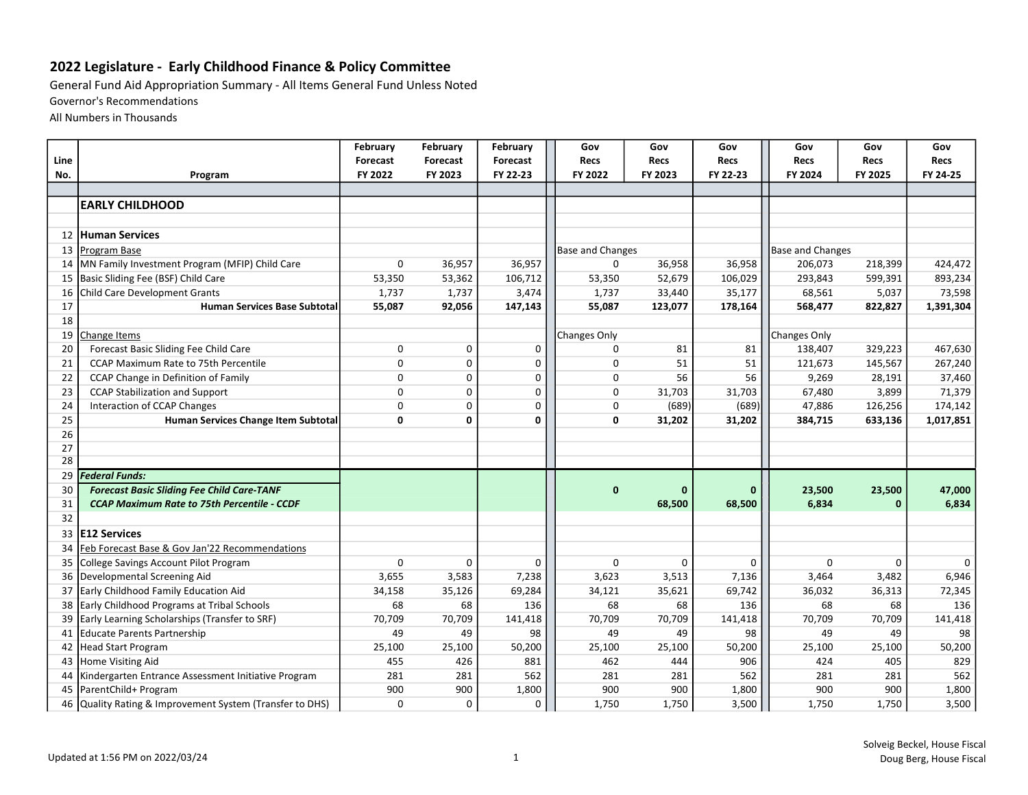# 2022 Legislature - Early Childhood Finance & Policy Committee

General Fund Aid Appropriation Summary - All Items General Fund Unless Noted

Governor's Recommendations

All Numbers in Thousands

| Line No. | Program | February Forecast FY 2022 | February Forecast FY 2023 | February Forecast FY 22-23 | Gov Recs FY 2022 | Gov Recs FY 2023 | Gov Recs FY 22-23 | Gov Recs FY 2024 | Gov Recs FY 2025 | Gov Recs FY 24-25 |
|---|---|---|---|---|---|---|---|---|---|---|
| | **EARLY CHILDHOOD** | | | | | | | | | |
| 12 | **Human Services** | | | | | | | | | |
| 13 | Program Base | | | | Base and Changes | | | Base and Changes | | |
| 14 | MN Family Investment Program (MFIP) Child Care | 0 | 36,957 | 36,957 | 0 | 36,958 | 36,958 | 206,073 | 218,399 | 424,472 |
| 15 | Basic Sliding Fee (BSF) Child Care | 53,350 | 53,362 | 106,712 | 53,350 | 52,679 | 106,029 | 293,843 | 599,391 | 893,234 |
| 16 | Child Care Development Grants | 1,737 | 1,737 | 3,474 | 1,737 | 33,440 | 35,177 | 68,561 | 5,037 | 73,598 |
| 17 | **Human Services Base Subtotal** | **55,087** | **92,056** | **147,143** | **55,087** | **123,077** | **178,164** | **568,477** | **822,827** | **1,391,304** |
| 18 | | | | | | | | | | |
| 19 | Change Items | | | | Changes Only | | | Changes Only | | |
| 20 | Forecast Basic Sliding Fee Child Care | 0 | 0 | 0 | 0 | 81 | 81 | 138,407 | 329,223 | 467,630 |
| 21 | CCAP Maximum Rate to 75th Percentile | 0 | 0 | 0 | 0 | 51 | 51 | 121,673 | 145,567 | 267,240 |
| 22 | CCAP Change in Definition of Family | 0 | 0 | 0 | 0 | 56 | 56 | 9,269 | 28,191 | 37,460 |
| 23 | CCAP Stabilization and Support | 0 | 0 | 0 | 0 | 31,703 | 31,703 | 67,480 | 3,899 | 71,379 |
| 24 | Interaction of CCAP Changes | 0 | 0 | 0 | 0 | (689) | (689) | 47,886 | 126,256 | 174,142 |
| 25 | **Human Services Change Item Subtotal** | **0** | **0** | **0** | **0** | **31,202** | **31,202** | **384,715** | **633,136** | **1,017,851** |
| 26 | | | | | | | | | | |
| 27 | | | | | | | | | | |
| 28 | | | | | | | | | | |
| 29 | ***Federal Funds:*** | | | | | | | | | |
| 30 | ***Forecast Basic Sliding Fee Child Care-TANF*** | | | | **0** | **0** | **0** | **23,500** | **23,500** | **47,000** |
| 31 | ***CCAP Maximum Rate to 75th Percentile - CCDF*** | | | | | **68,500** | **68,500** | **6,834** | **0** | **6,834** |
| 32 | | | | | | | | | | |
| 33 | **E12 Services** | | | | | | | | | |
| 34 | Feb Forecast Base & Gov Jan'22 Recommendations | | | | | | | | | |
| 35 | College Savings Account Pilot Program | 0 | 0 | 0 | 0 | 0 | 0 | 0 | 0 | 0 |
| 36 | Developmental Screening Aid | 3,655 | 3,583 | 7,238 | 3,623 | 3,513 | 7,136 | 3,464 | 3,482 | 6,946 |
| 37 | Early Childhood Family Education Aid | 34,158 | 35,126 | 69,284 | 34,121 | 35,621 | 69,742 | 36,032 | 36,313 | 72,345 |
| 38 | Early Childhood Programs at Tribal Schools | 68 | 68 | 136 | 68 | 68 | 136 | 68 | 68 | 136 |
| 39 | Early Learning Scholarships (Transfer to SRF) | 70,709 | 70,709 | 141,418 | 70,709 | 70,709 | 141,418 | 70,709 | 70,709 | 141,418 |
| 41 | Educate Parents Partnership | 49 | 49 | 98 | 49 | 49 | 98 | 49 | 49 | 98 |
| 42 | Head Start Program | 25,100 | 25,100 | 50,200 | 25,100 | 25,100 | 50,200 | 25,100 | 25,100 | 50,200 |
| 43 | Home Visiting Aid | 455 | 426 | 881 | 462 | 444 | 906 | 424 | 405 | 829 |
| 44 | Kindergarten Entrance Assessment Initiative Program | 281 | 281 | 562 | 281 | 281 | 562 | 281 | 281 | 562 |
| 45 | ParentChild+ Program | 900 | 900 | 1,800 | 900 | 900 | 1,800 | 900 | 900 | 1,800 |
| 46 | Quality Rating & Improvement System (Transfer to DHS) | 0 | 0 | 0 | 1,750 | 1,750 | 3,500 | 1,750 | 1,750 | 3,500 |

Updated at 1:56 PM on 2022/03/24

Solveig Beckel, House Fiscal
Doug Berg, House Fiscal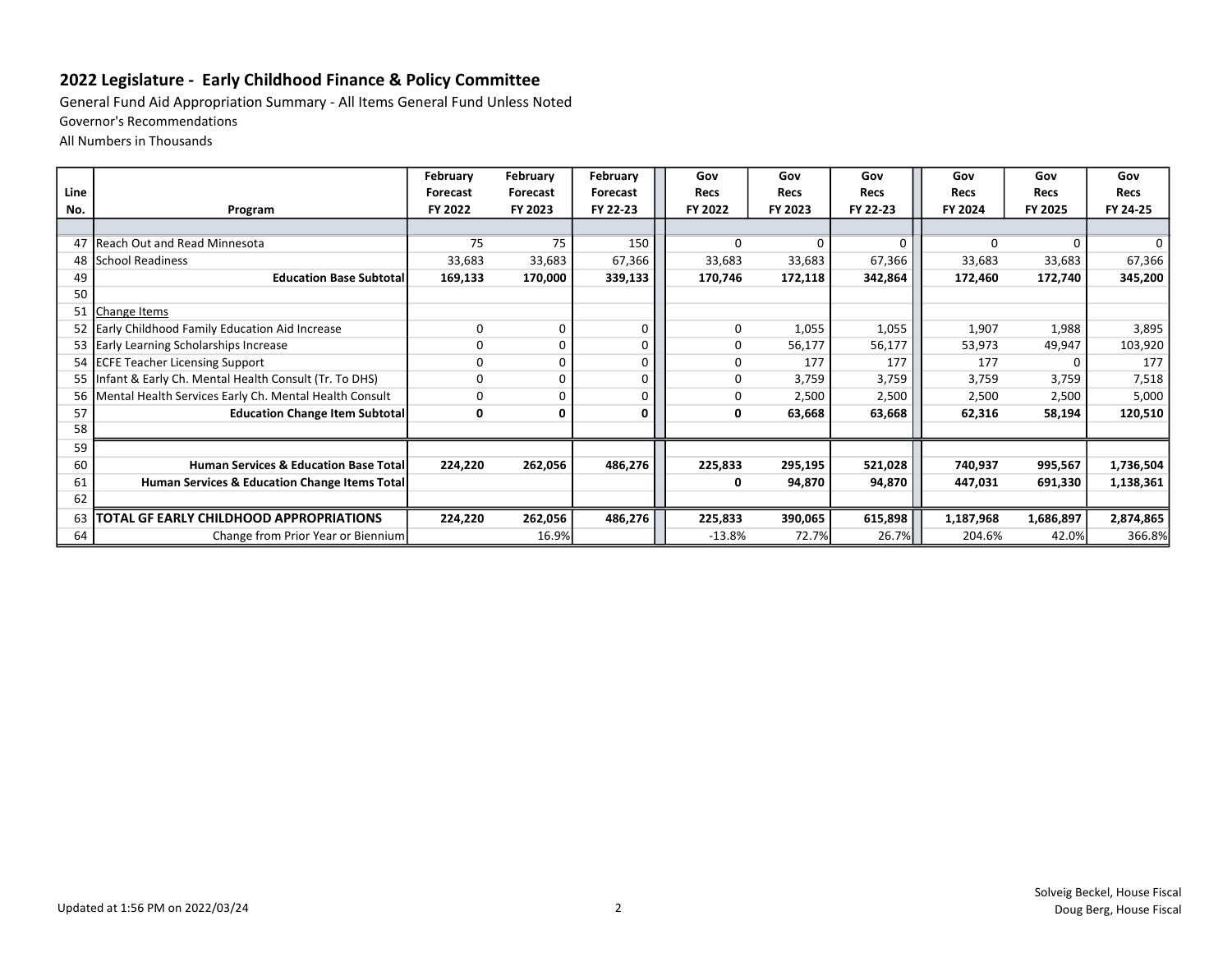## 2022 Legislature - Early Childhood Finance & Policy Committee

General Fund Aid Appropriation Summary - All Items General Fund Unless Noted

Governor's Recommendations

All Numbers in Thousands

| Line No. | Program | February Forecast FY 2022 | February Forecast FY 2023 | February Forecast FY 22-23 | Gov Recs FY 2022 | Gov Recs FY 2023 | Gov Recs FY 22-23 | Gov Recs FY 2024 | Gov Recs FY 2025 | Gov Recs FY 24-25 |
|---|---|---|---|---|---|---|---|---|---|---|
| 47 | Reach Out and Read Minnesota | 75 | 75 | 150 | 0 | 0 | 0 | 0 | 0 | 0 |
| 48 | School Readiness | 33,683 | 33,683 | 67,366 | 33,683 | 33,683 | 67,366 | 33,683 | 33,683 | 67,366 |
| 49 | **Education Base Subtotal** | **169,133** | **170,000** | **339,133** | **170,746** | **172,118** | **342,864** | **172,460** | **172,740** | **345,200** |
| 50 | | | | | | | | | | |
| 51 | Change Items | | | | | | | | | |
| 52 | Early Childhood Family Education Aid Increase | 0 | 0 | 0 | 0 | 1,055 | 1,055 | 1,907 | 1,988 | 3,895 |
| 53 | Early Learning Scholarships Increase | 0 | 0 | 0 | 0 | 56,177 | 56,177 | 53,973 | 49,947 | 103,920 |
| 54 | ECFE Teacher Licensing Support | 0 | 0 | 0 | 0 | 177 | 177 | 177 | 0 | 177 |
| 55 | Infant & Early Ch. Mental Health Consult (Tr. To DHS) | 0 | 0 | 0 | 0 | 3,759 | 3,759 | 3,759 | 3,759 | 7,518 |
| 56 | Mental Health Services Early Ch. Mental Health Consult | 0 | 0 | 0 | 0 | 2,500 | 2,500 | 2,500 | 2,500 | 5,000 |
| 57 | **Education Change Item Subtotal** | **0** | **0** | **0** | **0** | **63,668** | **63,668** | **62,316** | **58,194** | **120,510** |
| 58 | | | | | | | | | | |
| 59 | | | | | | | | | | |
| 60 | **Human Services & Education Base Total** | **224,220** | **262,056** | **486,276** | **225,833** | **295,195** | **521,028** | **740,937** | **995,567** | **1,736,504** |
| 61 | **Human Services & Education Change Items Total** | | | | **0** | **94,870** | **94,870** | **447,031** | **691,330** | **1,138,361** |
| 62 | | | | | | | | | | |
| 63 | **TOTAL GF EARLY CHILDHOOD APPROPRIATIONS** | **224,220** | **262,056** | **486,276** | **225,833** | **390,065** | **615,898** | **1,187,968** | **1,686,897** | **2,874,865** |
| 64 | Change from Prior Year or Biennium | | 16.9% | | -13.8% | 72.7% | 26.7% | 204.6% | 42.0% | 366.8% |

Updated at 1:56 PM on 2022/03/24

Solveig Beckel, House Fiscal
Doug Berg, House Fiscal